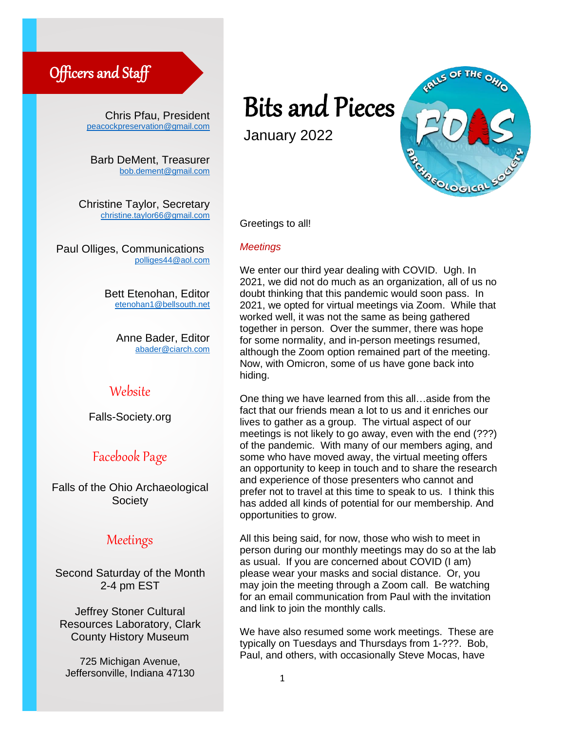# Bits and Pieces

January 2022

## Officers and Staff

Chris Pfau, President
peacockpreservation@gmail.com

Barb DeMent, Treasurer
bob.dement@gmail.com

Christine Taylor, Secretary
christine.taylor66@gmail.com

Paul Olliges, Communications
polliges44@aol.com

Bett Etenohan, Editor
etenohan1@bellsouth.net

Anne Bader, Editor
abader@ciarch.com

## Website

Falls-Society.org

## Facebook Page

Falls of the Ohio Archaeological Society

## Meetings

Second Saturday of the Month
2-4 pm EST

Jeffrey Stoner Cultural Resources Laboratory, Clark County History Museum

725 Michigan Avenue, Jeffersonville, Indiana 47130

---

Greetings to all!

*Meetings*

We enter our third year dealing with COVID. Ugh. In 2021, we did not do much as an organization, all of us no doubt thinking that this pandemic would soon pass. In 2021, we opted for virtual meetings via Zoom. While that worked well, it was not the same as being gathered together in person. Over the summer, there was hope for some normality, and in-person meetings resumed, although the Zoom option remained part of the meeting. Now, with Omicron, some of us have gone back into hiding.

One thing we have learned from this all…aside from the fact that our friends mean a lot to us and it enriches our lives to gather as a group. The virtual aspect of our meetings is not likely to go away, even with the end (???) of the pandemic. With many of our members aging, and some who have moved away, the virtual meeting offers an opportunity to keep in touch and to share the research and experience of those presenters who cannot and prefer not to travel at this time to speak to us. I think this has added all kinds of potential for our membership. And opportunities to grow.

All this being said, for now, those who wish to meet in person during our monthly meetings may do so at the lab as usual. If you are concerned about COVID (I am) please wear your masks and social distance. Or, you may join the meeting through a Zoom call. Be watching for an email communication from Paul with the invitation and link to join the monthly calls.

We have also resumed some work meetings. These are typically on Tuesdays and Thursdays from 1-???. Bob, Paul, and others, with occasionally Steve Mocas, have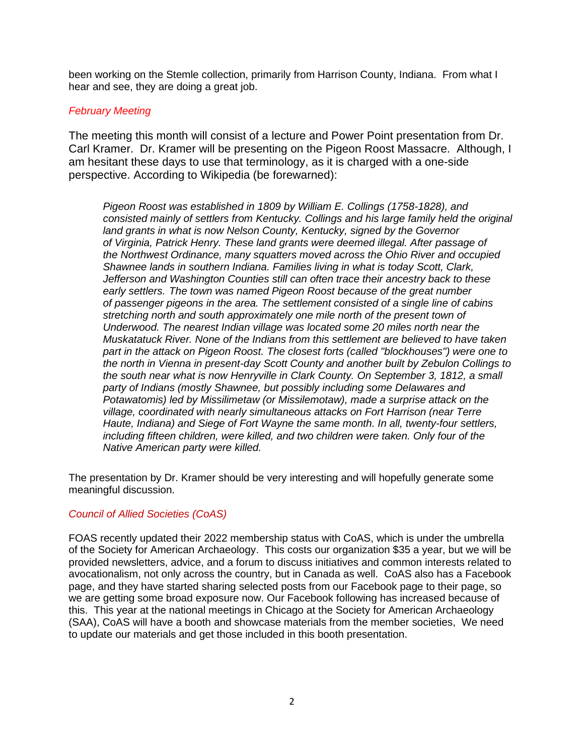been working on the Stemle collection, primarily from Harrison County, Indiana. From what I hear and see, they are doing a great job.

### *February Meeting*

The meeting this month will consist of a lecture and Power Point presentation from Dr. Carl Kramer. Dr. Kramer will be presenting on the Pigeon Roost Massacre. Although, I am hesitant these days to use that terminology, as it is charged with a one-side perspective. According to Wikipedia (be forewarned):

> *Pigeon Roost was established in 1809 by William E. Collings (1758-1828), and consisted mainly of settlers from Kentucky. Collings and his large family held the original land grants in what is now Nelson County, Kentucky, signed by the Governor of Virginia, Patrick Henry. These land grants were deemed illegal. After passage of the Northwest Ordinance, many squatters moved across the Ohio River and occupied Shawnee lands in southern Indiana. Families living in what is today Scott, Clark, Jefferson and Washington Counties still can often trace their ancestry back to these early settlers. The town was named Pigeon Roost because of the great number of passenger pigeons in the area. The settlement consisted of a single line of cabins stretching north and south approximately one mile north of the present town of Underwood. The nearest Indian village was located some 20 miles north near the Muskatatuck River. None of the Indians from this settlement are believed to have taken part in the attack on Pigeon Roost. The closest forts (called "blockhouses") were one to the north in Vienna in present-day Scott County and another built by Zebulon Collings to the south near what is now Henryville in Clark County. On September 3, 1812, a small party of Indians (mostly Shawnee, but possibly including some Delawares and Potawatomis) led by Missilimetaw (or Missilemotaw), made a surprise attack on the village, coordinated with nearly simultaneous attacks on Fort Harrison (near Terre Haute, Indiana) and Siege of Fort Wayne the same month. In all, twenty-four settlers, including fifteen children, were killed, and two children were taken. Only four of the Native American party were killed.*

The presentation by Dr. Kramer should be very interesting and will hopefully generate some meaningful discussion.

### *Council of Allied Societies (CoAS)*

FOAS recently updated their 2022 membership status with CoAS, which is under the umbrella of the Society for American Archaeology. This costs our organization $35 a year, but we will be provided newsletters, advice, and a forum to discuss initiatives and common interests related to avocationalism, not only across the country, but in Canada as well. CoAS also has a Facebook page, and they have started sharing selected posts from our Facebook page to their page, so we are getting some broad exposure now. Our Facebook following has increased because of this. This year at the national meetings in Chicago at the Society for American Archaeology (SAA), CoAS will have a booth and showcase materials from the member societies, We need to update our materials and get those included in this booth presentation.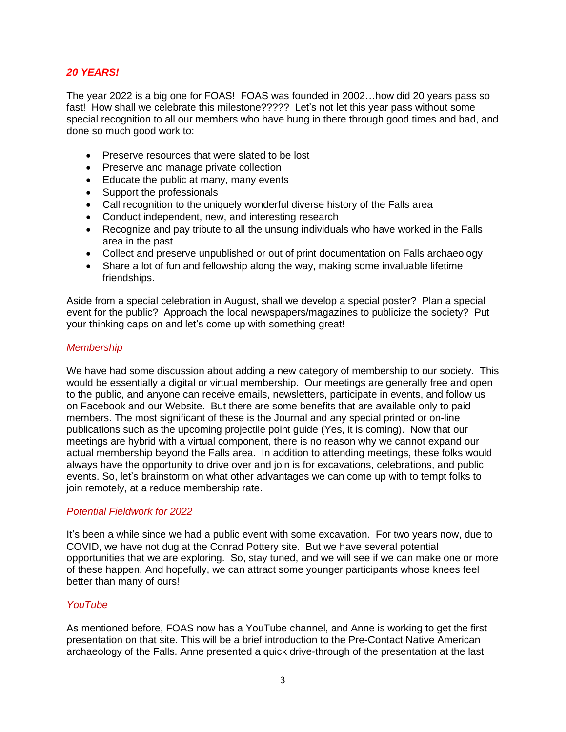### ***20 YEARS!***

The year 2022 is a big one for FOAS! FOAS was founded in 2002…how did 20 years pass so fast! How shall we celebrate this milestone????? Let's not let this year pass without some special recognition to all our members who have hung in there through good times and bad, and done so much good work to:

- Preserve resources that were slated to be lost
- Preserve and manage private collection
- Educate the public at many, many events
- Support the professionals
- Call recognition to the uniquely wonderful diverse history of the Falls area
- Conduct independent, new, and interesting research
- Recognize and pay tribute to all the unsung individuals who have worked in the Falls area in the past
- Collect and preserve unpublished or out of print documentation on Falls archaeology
- Share a lot of fun and fellowship along the way, making some invaluable lifetime friendships.

Aside from a special celebration in August, shall we develop a special poster? Plan a special event for the public? Approach the local newspapers/magazines to publicize the society? Put your thinking caps on and let's come up with something great!

### *Membership*

We have had some discussion about adding a new category of membership to our society. This would be essentially a digital or virtual membership. Our meetings are generally free and open to the public, and anyone can receive emails, newsletters, participate in events, and follow us on Facebook and our Website. But there are some benefits that are available only to paid members. The most significant of these is the Journal and any special printed or on-line publications such as the upcoming projectile point guide (Yes, it is coming). Now that our meetings are hybrid with a virtual component, there is no reason why we cannot expand our actual membership beyond the Falls area. In addition to attending meetings, these folks would always have the opportunity to drive over and join is for excavations, celebrations, and public events. So, let's brainstorm on what other advantages we can come up with to tempt folks to join remotely, at a reduce membership rate.

### *Potential Fieldwork for 2022*

It's been a while since we had a public event with some excavation. For two years now, due to COVID, we have not dug at the Conrad Pottery site. But we have several potential opportunities that we are exploring. So, stay tuned, and we will see if we can make one or more of these happen. And hopefully, we can attract some younger participants whose knees feel better than many of ours!

### *YouTube*

As mentioned before, FOAS now has a YouTube channel, and Anne is working to get the first presentation on that site. This will be a brief introduction to the Pre-Contact Native American archaeology of the Falls. Anne presented a quick drive-through of the presentation at the last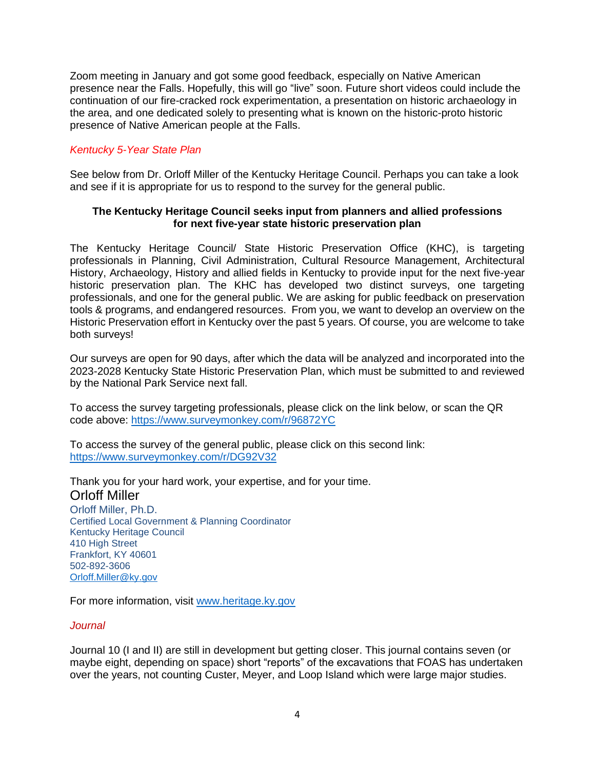Zoom meeting in January and got some good feedback, especially on Native American presence near the Falls. Hopefully, this will go "live" soon. Future short videos could include the continuation of our fire-cracked rock experimentation, a presentation on historic archaeology in the area, and one dedicated solely to presenting what is known on the historic-proto historic presence of Native American people at the Falls.

*Kentucky 5-Year State Plan*

See below from Dr. Orloff Miller of the Kentucky Heritage Council. Perhaps you can take a look and see if it is appropriate for us to respond to the survey for the general public.

**The Kentucky Heritage Council seeks input from planners and allied professions for next five-year state historic preservation plan**

The Kentucky Heritage Council/ State Historic Preservation Office (KHC), is targeting professionals in Planning, Civil Administration, Cultural Resource Management, Architectural History, Archaeology, History and allied fields in Kentucky to provide input for the next five-year historic preservation plan. The KHC has developed two distinct surveys, one targeting professionals, and one for the general public. We are asking for public feedback on preservation tools & programs, and endangered resources. From you, we want to develop an overview on the Historic Preservation effort in Kentucky over the past 5 years. Of course, you are welcome to take both surveys!

Our surveys are open for 90 days, after which the data will be analyzed and incorporated into the 2023-2028 Kentucky State Historic Preservation Plan, which must be submitted to and reviewed by the National Park Service next fall.

To access the survey targeting professionals, please click on the link below, or scan the QR code above: https://www.surveymonkey.com/r/96872YC

To access the survey of the general public, please click on this second link: https://www.surveymonkey.com/r/DG92V32

Thank you for your hard work, your expertise, and for your time.

Orloff Miller

Orloff Miller, Ph.D.
Certified Local Government & Planning Coordinator
Kentucky Heritage Council
410 High Street
Frankfort, KY 40601
502-892-3606
Orloff.Miller@ky.gov

For more information, visit www.heritage.ky.gov

*Journal*

Journal 10 (I and II) are still in development but getting closer. This journal contains seven (or maybe eight, depending on space) short "reports" of the excavations that FOAS has undertaken over the years, not counting Custer, Meyer, and Loop Island which were large major studies.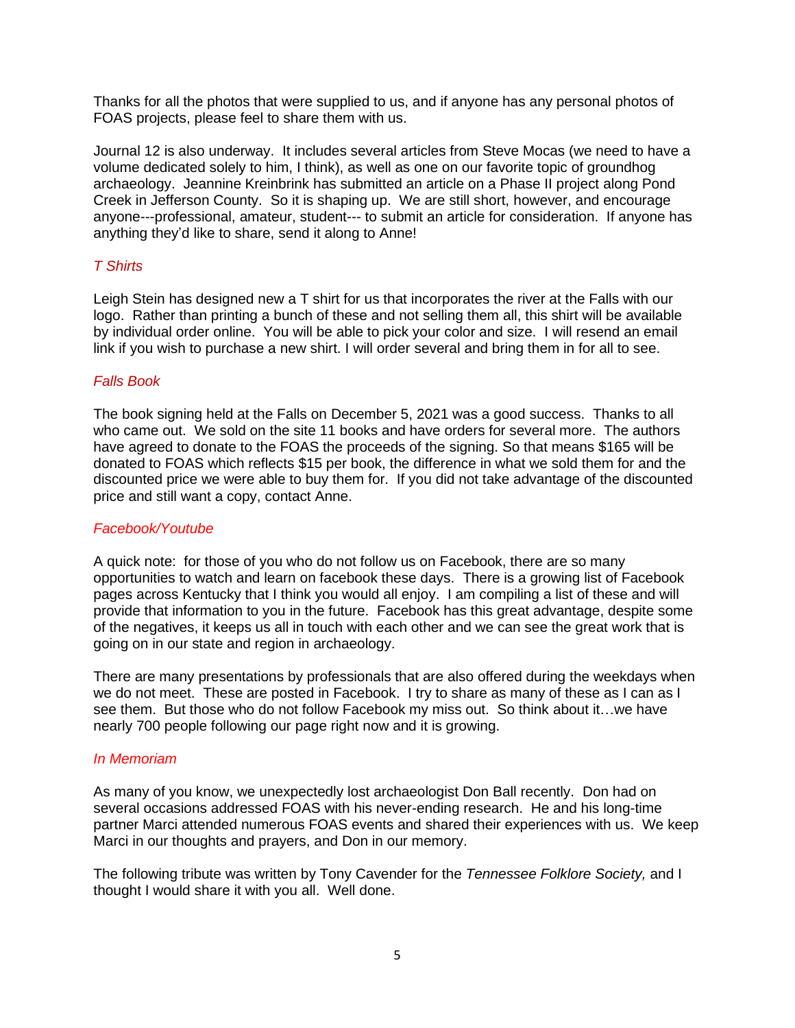Thanks for all the photos that were supplied to us, and if anyone has any personal photos of FOAS projects, please feel to share them with us.

Journal 12 is also underway. It includes several articles from Steve Mocas (we need to have a volume dedicated solely to him, I think), as well as one on our favorite topic of groundhog archaeology. Jeannine Kreinbrink has submitted an article on a Phase II project along Pond Creek in Jefferson County. So it is shaping up. We are still short, however, and encourage anyone---professional, amateur, student--- to submit an article for consideration. If anyone has anything they'd like to share, send it along to Anne!

### *T Shirts*

Leigh Stein has designed new a T shirt for us that incorporates the river at the Falls with our logo. Rather than printing a bunch of these and not selling them all, this shirt will be available by individual order online. You will be able to pick your color and size. I will resend an email link if you wish to purchase a new shirt. I will order several and bring them in for all to see.

### *Falls Book*

The book signing held at the Falls on December 5, 2021 was a good success. Thanks to all who came out. We sold on the site 11 books and have orders for several more. The authors have agreed to donate to the FOAS the proceeds of the signing. So that means $165 will be donated to FOAS which reflects $15 per book, the difference in what we sold them for and the discounted price we were able to buy them for. If you did not take advantage of the discounted price and still want a copy, contact Anne.

### *Facebook/Youtube*

A quick note: for those of you who do not follow us on Facebook, there are so many opportunities to watch and learn on facebook these days. There is a growing list of Facebook pages across Kentucky that I think you would all enjoy. I am compiling a list of these and will provide that information to you in the future. Facebook has this great advantage, despite some of the negatives, it keeps us all in touch with each other and we can see the great work that is going on in our state and region in archaeology.

There are many presentations by professionals that are also offered during the weekdays when we do not meet. These are posted in Facebook. I try to share as many of these as I can as I see them. But those who do not follow Facebook my miss out. So think about it…we have nearly 700 people following our page right now and it is growing.

### *In Memoriam*

As many of you know, we unexpectedly lost archaeologist Don Ball recently. Don had on several occasions addressed FOAS with his never-ending research. He and his long-time partner Marci attended numerous FOAS events and shared their experiences with us. We keep Marci in our thoughts and prayers, and Don in our memory.

The following tribute was written by Tony Cavender for the *Tennessee Folklore Society,* and I thought I would share it with you all. Well done.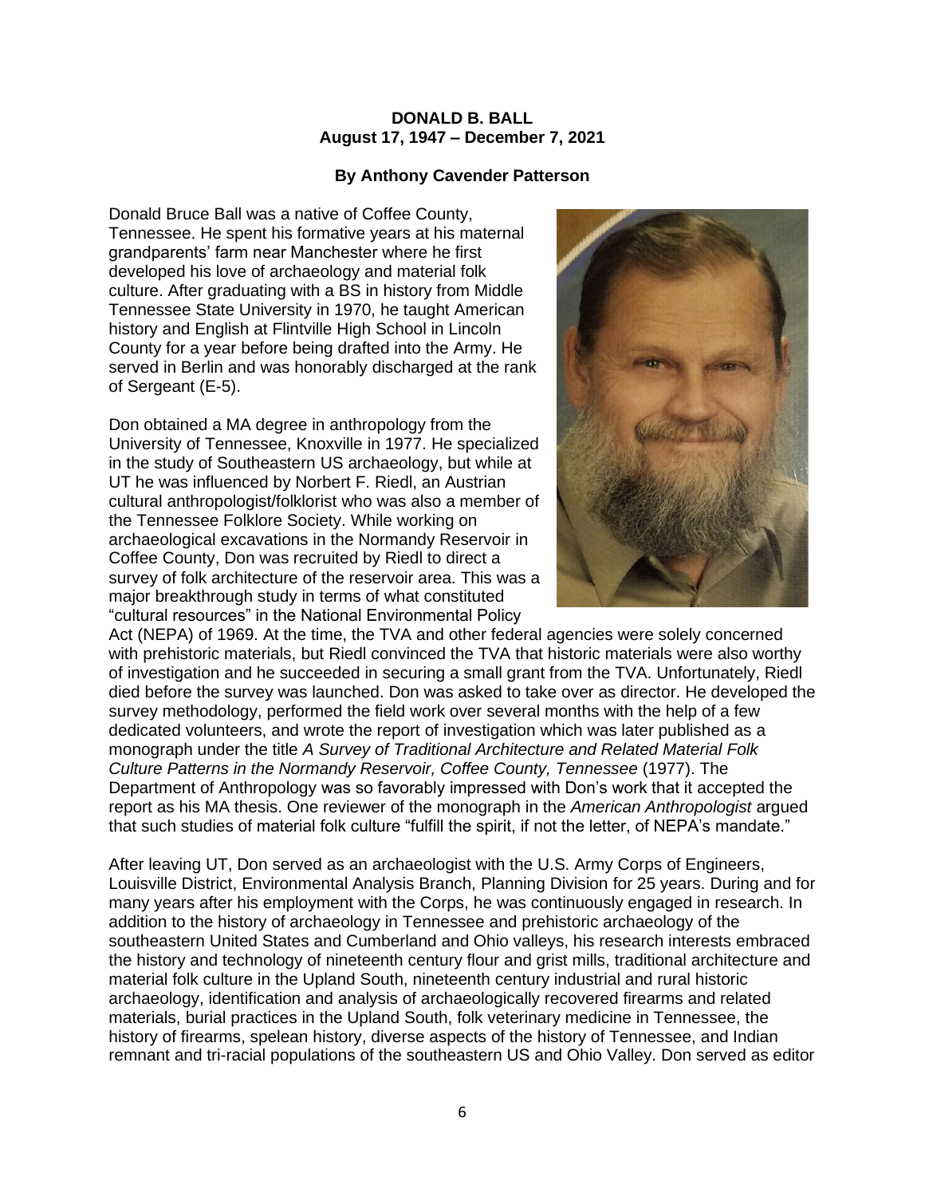**DONALD B. BALL**
**August 17, 1947 – December 7, 2021**

**By Anthony Cavender Patterson**

Donald Bruce Ball was a native of Coffee County, Tennessee. He spent his formative years at his maternal grandparents' farm near Manchester where he first developed his love of archaeology and material folk culture. After graduating with a BS in history from Middle Tennessee State University in 1970, he taught American history and English at Flintville High School in Lincoln County for a year before being drafted into the Army. He served in Berlin and was honorably discharged at the rank of Sergeant (E-5).

Don obtained a MA degree in anthropology from the University of Tennessee, Knoxville in 1977. He specialized in the study of Southeastern US archaeology, but while at UT he was influenced by Norbert F. Riedl, an Austrian cultural anthropologist/folklorist who was also a member of the Tennessee Folklore Society. While working on archaeological excavations in the Normandy Reservoir in Coffee County, Don was recruited by Riedl to direct a survey of folk architecture of the reservoir area. This was a major breakthrough study in terms of what constituted "cultural resources" in the National Environmental Policy Act (NEPA) of 1969. At the time, the TVA and other federal agencies were solely concerned with prehistoric materials, but Riedl convinced the TVA that historic materials were also worthy of investigation and he succeeded in securing a small grant from the TVA. Unfortunately, Riedl died before the survey was launched. Don was asked to take over as director. He developed the survey methodology, performed the field work over several months with the help of a few dedicated volunteers, and wrote the report of investigation which was later published as a monograph under the title *A Survey of Traditional Architecture and Related Material Folk Culture Patterns in the Normandy Reservoir, Coffee County, Tennessee* (1977). The Department of Anthropology was so favorably impressed with Don's work that it accepted the report as his MA thesis. One reviewer of the monograph in the *American Anthropologist* argued that such studies of material folk culture "fulfill the spirit, if not the letter, of NEPA's mandate."

After leaving UT, Don served as an archaeologist with the U.S. Army Corps of Engineers, Louisville District, Environmental Analysis Branch, Planning Division for 25 years. During and for many years after his employment with the Corps, he was continuously engaged in research. In addition to the history of archaeology in Tennessee and prehistoric archaeology of the southeastern United States and Cumberland and Ohio valleys, his research interests embraced the history and technology of nineteenth century flour and grist mills, traditional architecture and material folk culture in the Upland South, nineteenth century industrial and rural historic archaeology, identification and analysis of archaeologically recovered firearms and related materials, burial practices in the Upland South, folk veterinary medicine in Tennessee, the history of firearms, spelean history, diverse aspects of the history of Tennessee, and Indian remnant and tri-racial populations of the southeastern US and Ohio Valley. Don served as editor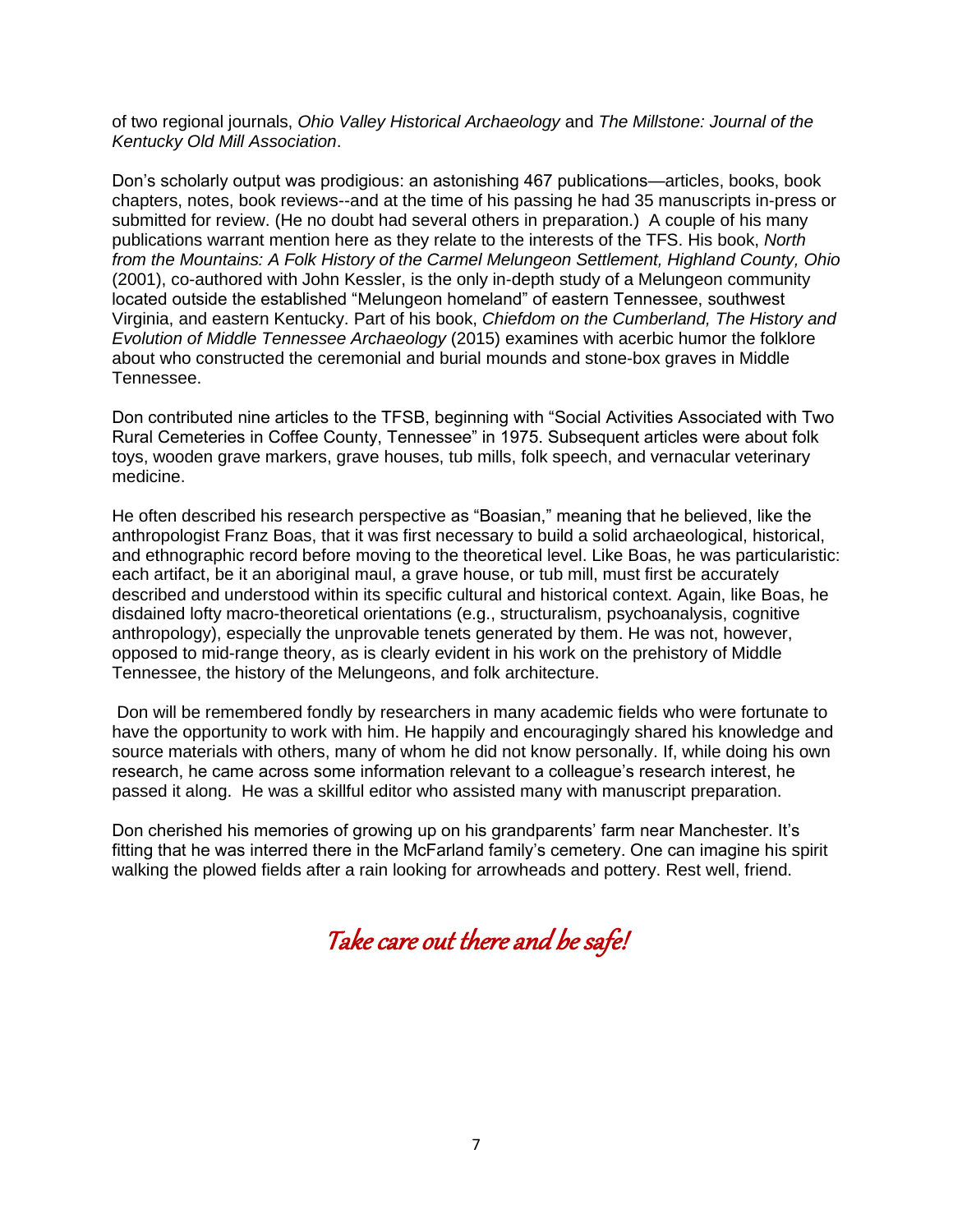of two regional journals, *Ohio Valley Historical Archaeology* and *The Millstone: Journal of the Kentucky Old Mill Association*.

Don's scholarly output was prodigious: an astonishing 467 publications—articles, books, book chapters, notes, book reviews--and at the time of his passing he had 35 manuscripts in-press or submitted for review. (He no doubt had several others in preparation.) A couple of his many publications warrant mention here as they relate to the interests of the TFS. His book, *North from the Mountains: A Folk History of the Carmel Melungeon Settlement, Highland County, Ohio* (2001), co-authored with John Kessler, is the only in-depth study of a Melungeon community located outside the established "Melungeon homeland" of eastern Tennessee, southwest Virginia, and eastern Kentucky. Part of his book, *Chiefdom on the Cumberland, The History and Evolution of Middle Tennessee Archaeology* (2015) examines with acerbic humor the folklore about who constructed the ceremonial and burial mounds and stone-box graves in Middle Tennessee.

Don contributed nine articles to the TFSB, beginning with "Social Activities Associated with Two Rural Cemeteries in Coffee County, Tennessee" in 1975. Subsequent articles were about folk toys, wooden grave markers, grave houses, tub mills, folk speech, and vernacular veterinary medicine.

He often described his research perspective as "Boasian," meaning that he believed, like the anthropologist Franz Boas, that it was first necessary to build a solid archaeological, historical, and ethnographic record before moving to the theoretical level. Like Boas, he was particularistic: each artifact, be it an aboriginal maul, a grave house, or tub mill, must first be accurately described and understood within its specific cultural and historical context. Again, like Boas, he disdained lofty macro-theoretical orientations (e.g., structuralism, psychoanalysis, cognitive anthropology), especially the unprovable tenets generated by them. He was not, however, opposed to mid-range theory, as is clearly evident in his work on the prehistory of Middle Tennessee, the history of the Melungeons, and folk architecture.

Don will be remembered fondly by researchers in many academic fields who were fortunate to have the opportunity to work with him. He happily and encouragingly shared his knowledge and source materials with others, many of whom he did not know personally. If, while doing his own research, he came across some information relevant to a colleague's research interest, he passed it along. He was a skillful editor who assisted many with manuscript preparation.

Don cherished his memories of growing up on his grandparents' farm near Manchester. It's fitting that he was interred there in the McFarland family's cemetery. One can imagine his spirit walking the plowed fields after a rain looking for arrowheads and pottery. Rest well, friend.

*Take care out there and be safe!*